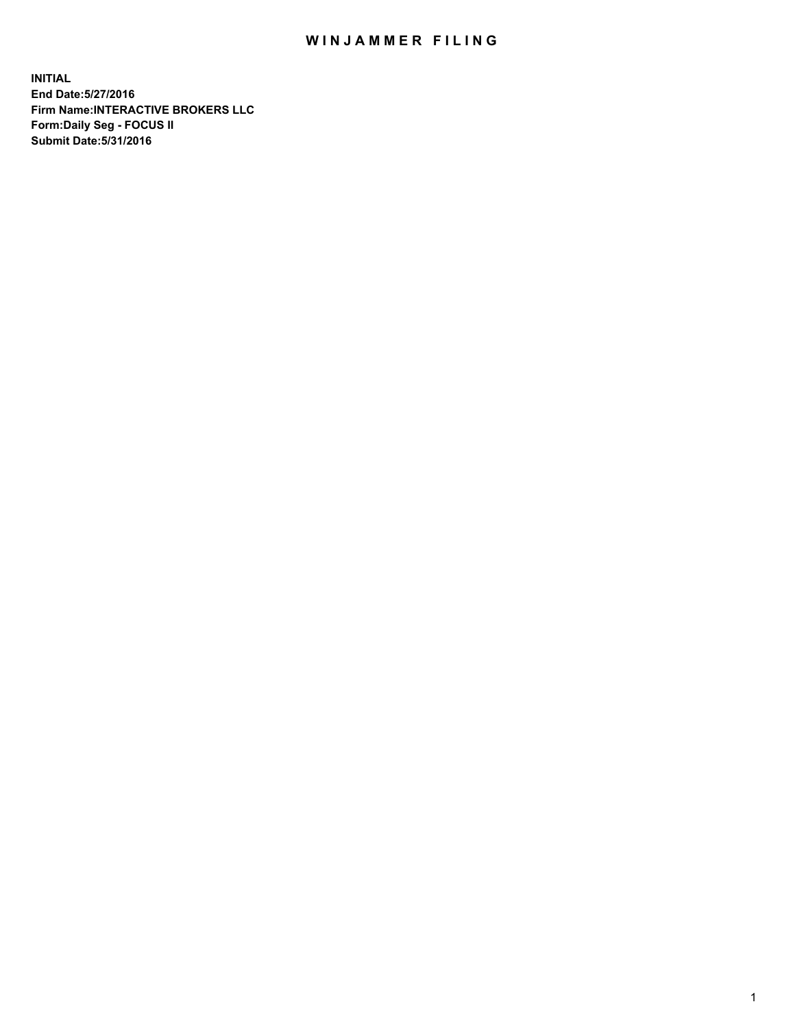# WINJAMMER FILING

**INITIAL**
**End Date:5/27/2016**
**Firm Name:INTERACTIVE BROKERS LLC**
**Form:Daily Seg - FOCUS II**
**Submit Date:5/31/2016**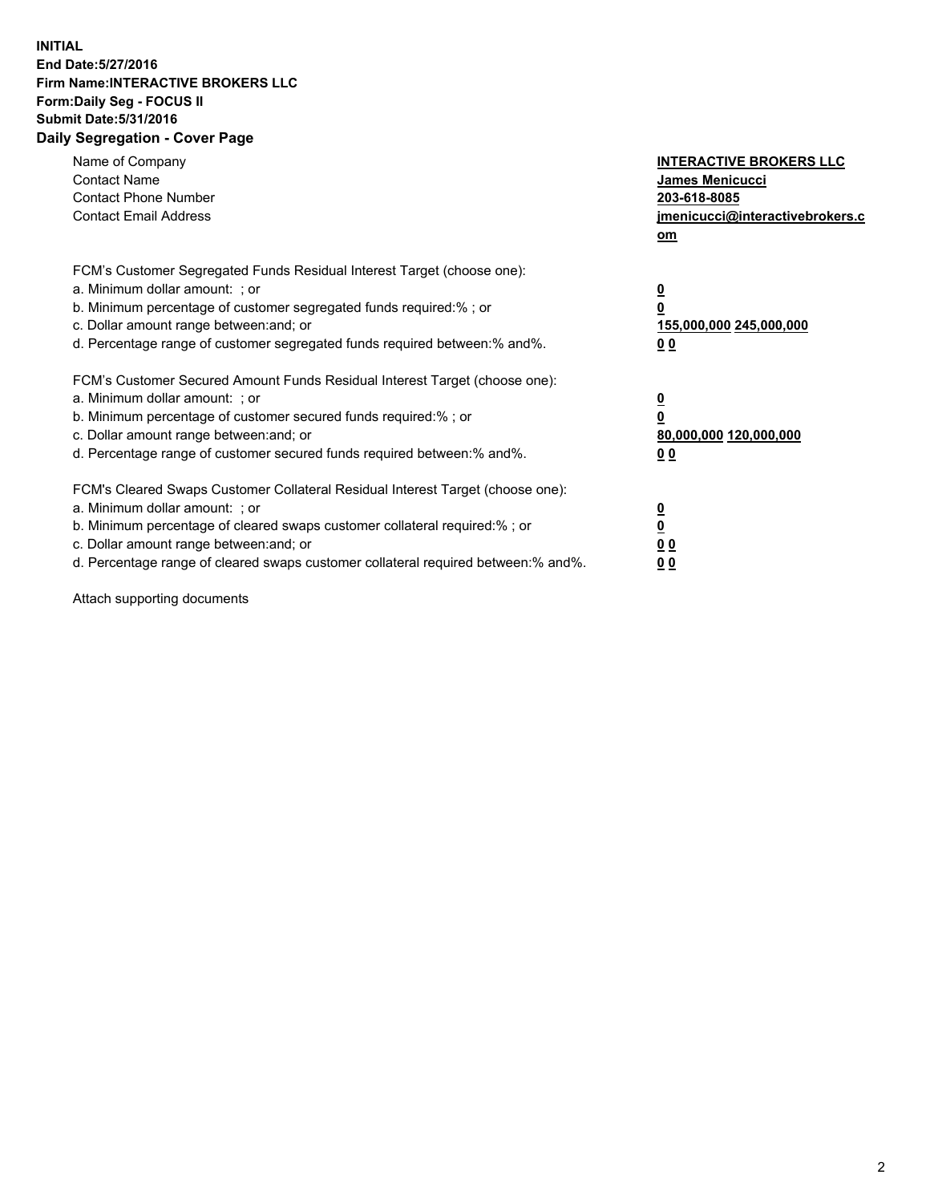**INITIAL**
**End Date:5/27/2016**
**Firm Name:INTERACTIVE BROKERS LLC**
**Form:Daily Seg - FOCUS II**
**Submit Date:5/31/2016**

## Daily Segregation - Cover Page

| | |
|---|---|
| Name of Company | **INTERACTIVE BROKERS LLC** |
| Contact Name | **James Menicucci** |
| Contact Phone Number | **203-618-8085** |
| Contact Email Address | **jmenicucci@interactivebrokers.com** |

| | |
|---|---|
| FCM's Customer Segregated Funds Residual Interest Target (choose one): | |
| a. Minimum dollar amount: ; or | **0** |
| b. Minimum percentage of customer segregated funds required:% ; or | **0** |
| c. Dollar amount range between:and; or | **155,000,000 245,000,000** |
| d. Percentage range of customer segregated funds required between:% and%. | **0 0** |

| | |
|---|---|
| FCM's Customer Secured Amount Funds Residual Interest Target (choose one): | |
| a. Minimum dollar amount: ; or | **0** |
| b. Minimum percentage of customer secured funds required:% ; or | **0** |
| c. Dollar amount range between:and; or | **80,000,000 120,000,000** |
| d. Percentage range of customer secured funds required between:% and%. | **0 0** |

| | |
|---|---|
| FCM's Cleared Swaps Customer Collateral Residual Interest Target (choose one): | |
| a. Minimum dollar amount: ; or | **0** |
| b. Minimum percentage of cleared swaps customer collateral required:% ; or | **0** |
| c. Dollar amount range between:and; or | **0 0** |
| d. Percentage range of cleared swaps customer collateral required between:% and%. | **0 0** |

Attach supporting documents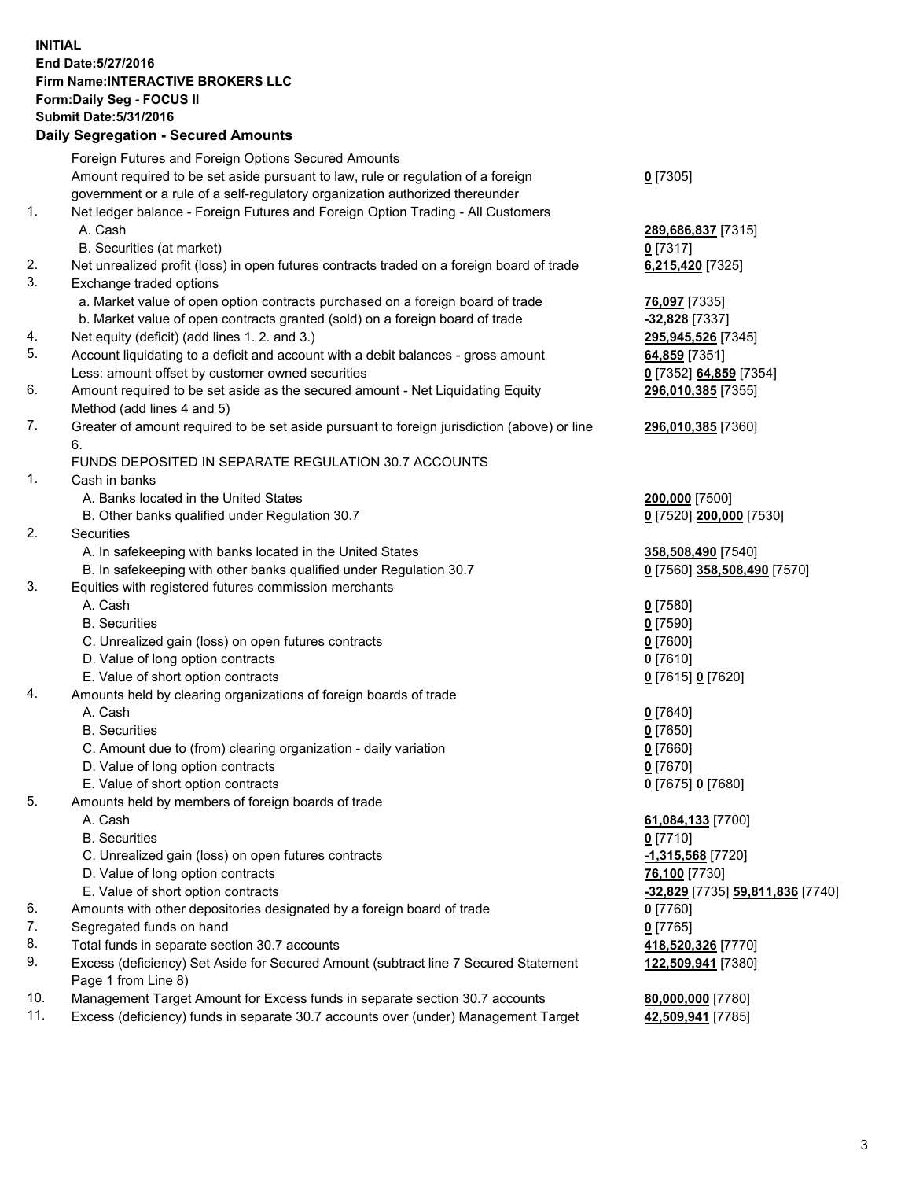**INITIAL**
**End Date:5/27/2016**
**Firm Name:INTERACTIVE BROKERS LLC**
**Form:Daily Seg - FOCUS II**
**Submit Date:5/31/2016**

## Daily Segregation - Secured Amounts

| | | |
|---|---|---|
| | Foreign Futures and Foreign Options Secured Amounts | |
| | Amount required to be set aside pursuant to law, rule or regulation of a foreign government or a rule of a self-regulatory organization authorized thereunder | **0** [7305] |
| 1. | Net ledger balance - Foreign Futures and Foreign Option Trading - All Customers | |
| | A. Cash | **289,686,837** [7315] |
| | B. Securities (at market) | **0** [7317] |
| 2. | Net unrealized profit (loss) in open futures contracts traded on a foreign board of trade | **6,215,420** [7325] |
| 3. | Exchange traded options | |
| | a. Market value of open option contracts purchased on a foreign board of trade | **76,097** [7335] |
| | b. Market value of open contracts granted (sold) on a foreign board of trade | **-32,828** [7337] |
| 4. | Net equity (deficit) (add lines 1. 2. and 3.) | **295,945,526** [7345] |
| 5. | Account liquidating to a deficit and account with a debit balances - gross amount | **64,859** [7351] |
| | Less: amount offset by customer owned securities | **0** [7352] **64,859** [7354] |
| 6. | Amount required to be set aside as the secured amount - Net Liquidating Equity Method (add lines 4 and 5) | **296,010,385** [7355] |
| 7. | Greater of amount required to be set aside pursuant to foreign jurisdiction (above) or line 6. | **296,010,385** [7360] |
| | FUNDS DEPOSITED IN SEPARATE REGULATION 30.7 ACCOUNTS | |
| 1. | Cash in banks | |
| | A. Banks located in the United States | **200,000** [7500] |
| | B. Other banks qualified under Regulation 30.7 | **0** [7520] **200,000** [7530] |
| 2. | Securities | |
| | A. In safekeeping with banks located in the United States | **358,508,490** [7540] |
| | B. In safekeeping with other banks qualified under Regulation 30.7 | **0** [7560] **358,508,490** [7570] |
| 3. | Equities with registered futures commission merchants | |
| | A. Cash | **0** [7580] |
| | B. Securities | **0** [7590] |
| | C. Unrealized gain (loss) on open futures contracts | **0** [7600] |
| | D. Value of long option contracts | **0** [7610] |
| | E. Value of short option contracts | **0** [7615] **0** [7620] |
| 4. | Amounts held by clearing organizations of foreign boards of trade | |
| | A. Cash | **0** [7640] |
| | B. Securities | **0** [7650] |
| | C. Amount due to (from) clearing organization - daily variation | **0** [7660] |
| | D. Value of long option contracts | **0** [7670] |
| | E. Value of short option contracts | **0** [7675] **0** [7680] |
| 5. | Amounts held by members of foreign boards of trade | |
| | A. Cash | **61,084,133** [7700] |
| | B. Securities | **0** [7710] |
| | C. Unrealized gain (loss) on open futures contracts | **-1,315,568** [7720] |
| | D. Value of long option contracts | **76,100** [7730] |
| | E. Value of short option contracts | **-32,829** [7735] **59,811,836** [7740] |
| 6. | Amounts with other depositories designated by a foreign board of trade | **0** [7760] |
| 7. | Segregated funds on hand | **0** [7765] |
| 8. | Total funds in separate section 30.7 accounts | **418,520,326** [7770] |
| 9. | Excess (deficiency) Set Aside for Secured Amount (subtract line 7 Secured Statement Page 1 from Line 8) | **122,509,941** [7380] |
| 10. | Management Target Amount for Excess funds in separate section 30.7 accounts | **80,000,000** [7780] |
| 11. | Excess (deficiency) funds in separate 30.7 accounts over (under) Management Target | **42,509,941** [7785] |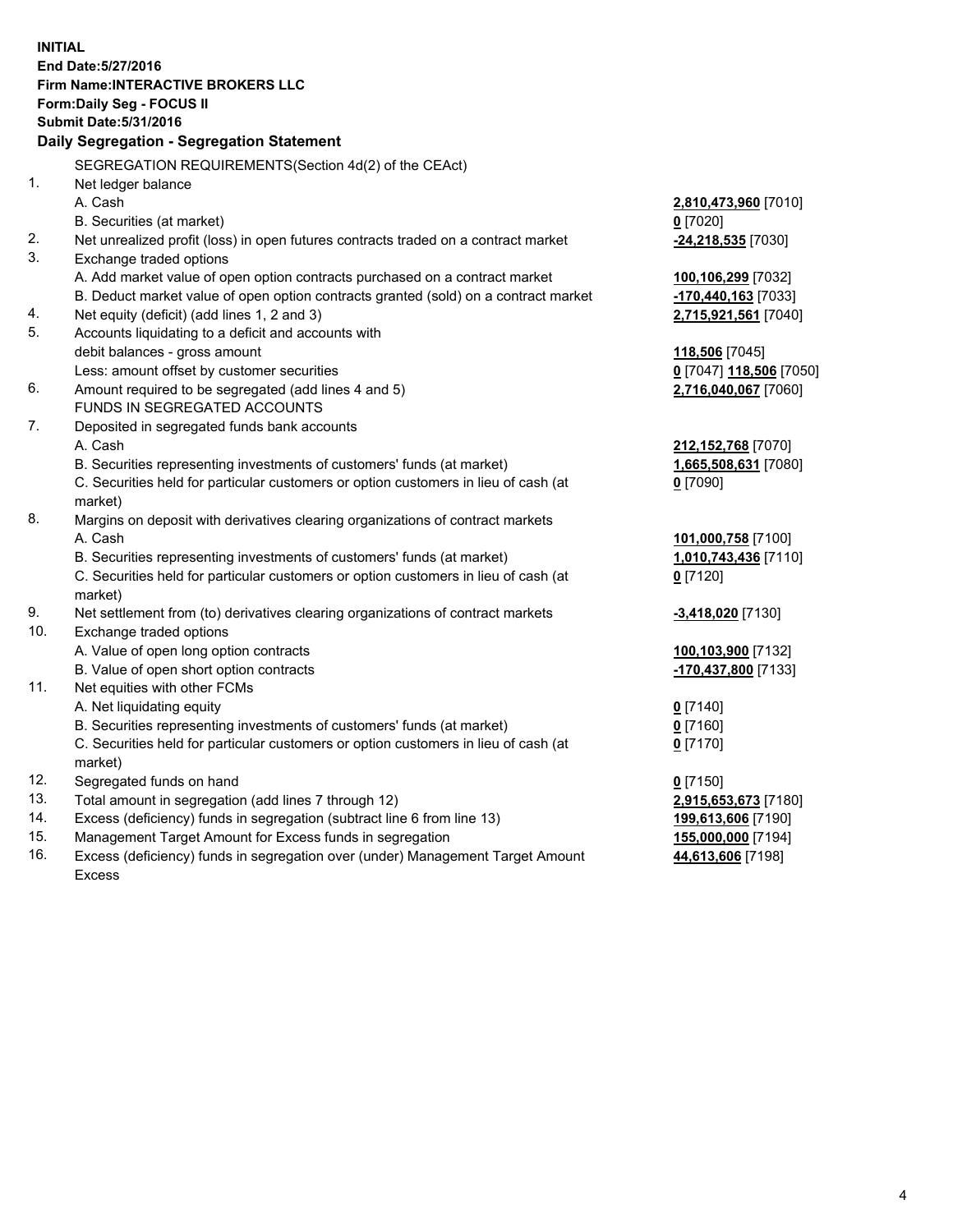**INITIAL**
**End Date:5/27/2016**
**Firm Name:INTERACTIVE BROKERS LLC**
**Form:Daily Seg - FOCUS II**
**Submit Date:5/31/2016**

## Daily Segregation - Segregation Statement

SEGREGATION REQUIREMENTS(Section 4d(2) of the CEAct)

| | | |
|---|---|---|
| 1. | Net ledger balance | |
| | A. Cash | **2,810,473,960** [7010] |
| | B. Securities (at market) | **0** [7020] |
| 2. | Net unrealized profit (loss) in open futures contracts traded on a contract market | **-24,218,535** [7030] |
| 3. | Exchange traded options | |
| | A. Add market value of open option contracts purchased on a contract market | **100,106,299** [7032] |
| | B. Deduct market value of open option contracts granted (sold) on a contract market | **-170,440,163** [7033] |
| 4. | Net equity (deficit) (add lines 1, 2 and 3) | **2,715,921,561** [7040] |
| 5. | Accounts liquidating to a deficit and accounts with | |
| | debit balances - gross amount | **118,506** [7045] |
| | Less: amount offset by customer securities | **0** [7047] **118,506** [7050] |
| 6. | Amount required to be segregated (add lines 4 and 5) | **2,716,040,067** [7060] |
| | FUNDS IN SEGREGATED ACCOUNTS | |
| 7. | Deposited in segregated funds bank accounts | |
| | A. Cash | **212,152,768** [7070] |
| | B. Securities representing investments of customers' funds (at market) | **1,665,508,631** [7080] |
| | C. Securities held for particular customers or option customers in lieu of cash (at market) | **0** [7090] |
| 8. | Margins on deposit with derivatives clearing organizations of contract markets | |
| | A. Cash | **101,000,758** [7100] |
| | B. Securities representing investments of customers' funds (at market) | **1,010,743,436** [7110] |
| | C. Securities held for particular customers or option customers in lieu of cash (at market) | **0** [7120] |
| 9. | Net settlement from (to) derivatives clearing organizations of contract markets | **-3,418,020** [7130] |
| 10. | Exchange traded options | |
| | A. Value of open long option contracts | **100,103,900** [7132] |
| | B. Value of open short option contracts | **-170,437,800** [7133] |
| 11. | Net equities with other FCMs | |
| | A. Net liquidating equity | **0** [7140] |
| | B. Securities representing investments of customers' funds (at market) | **0** [7160] |
| | C. Securities held for particular customers or option customers in lieu of cash (at market) | **0** [7170] |
| 12. | Segregated funds on hand | **0** [7150] |
| 13. | Total amount in segregation (add lines 7 through 12) | **2,915,653,673** [7180] |
| 14. | Excess (deficiency) funds in segregation (subtract line 6 from line 13) | **199,613,606** [7190] |
| 15. | Management Target Amount for Excess funds in segregation | **155,000,000** [7194] |
| 16. | Excess (deficiency) funds in segregation over (under) Management Target Amount Excess | **44,613,606** [7198] |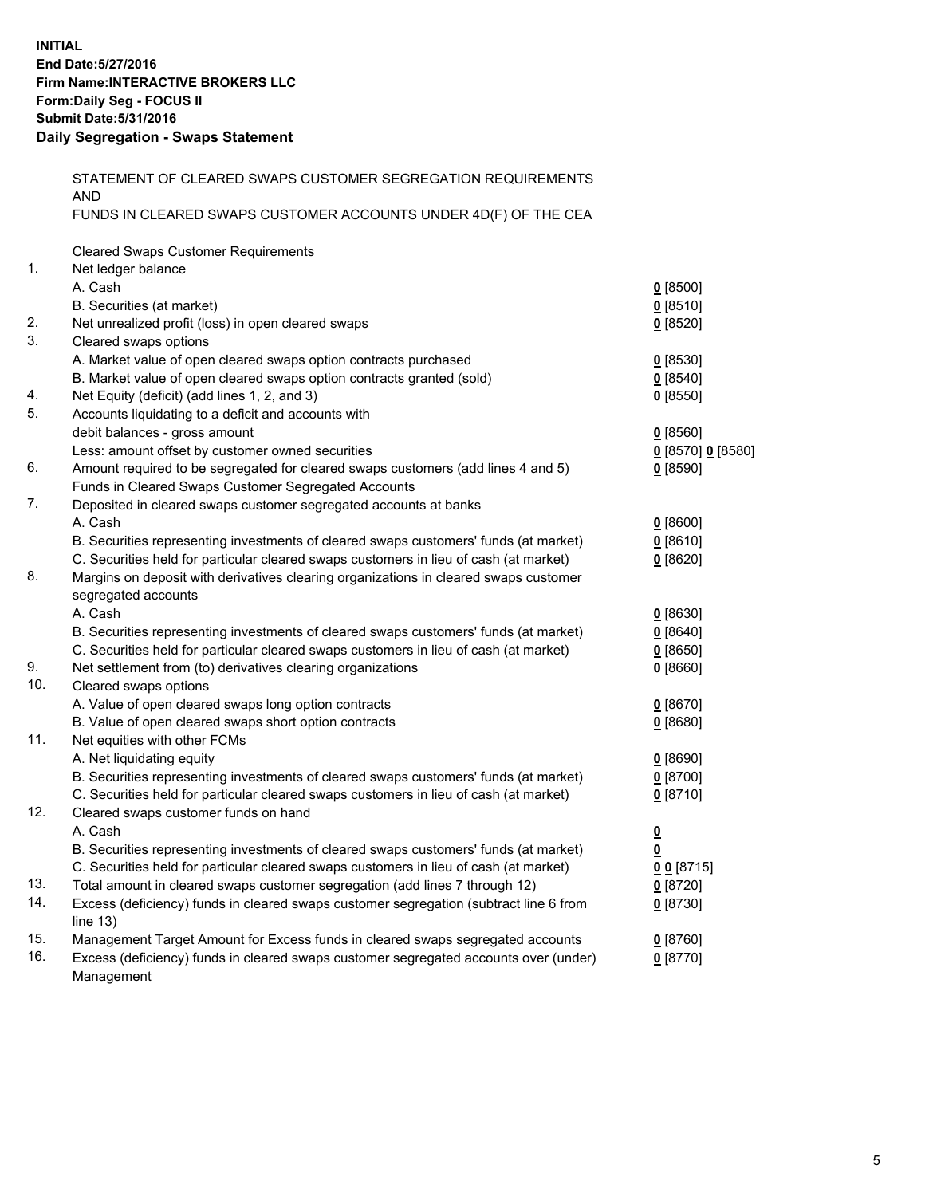**INITIAL**
**End Date:5/27/2016**
**Firm Name:INTERACTIVE BROKERS LLC**
**Form:Daily Seg - FOCUS II**
**Submit Date:5/31/2016**
**Daily Segregation - Swaps Statement**

STATEMENT OF CLEARED SWAPS CUSTOMER SEGREGATION REQUIREMENTS AND FUNDS IN CLEARED SWAPS CUSTOMER ACCOUNTS UNDER 4D(F) OF THE CEA

| | | |
|---|---|---|
| | Cleared Swaps Customer Requirements | |
| 1. | Net ledger balance | |
| | A. Cash | 0 [8500] |
| | B. Securities (at market) | 0 [8510] |
| 2. | Net unrealized profit (loss) in open cleared swaps | 0 [8520] |
| 3. | Cleared swaps options | |
| | A. Market value of open cleared swaps option contracts purchased | 0 [8530] |
| | B. Market value of open cleared swaps option contracts granted (sold) | 0 [8540] |
| 4. | Net Equity (deficit) (add lines 1, 2, and 3) | 0 [8550] |
| 5. | Accounts liquidating to a deficit and accounts with debit balances - gross amount | 0 [8560] |
| | Less: amount offset by customer owned securities | 0 [8570] 0 [8580] |
| 6. | Amount required to be segregated for cleared swaps customers (add lines 4 and 5) | 0 [8590] |
| | Funds in Cleared Swaps Customer Segregated Accounts | |
| 7. | Deposited in cleared swaps customer segregated accounts at banks | |
| | A. Cash | 0 [8600] |
| | B. Securities representing investments of cleared swaps customers' funds (at market) | 0 [8610] |
| | C. Securities held for particular cleared swaps customers in lieu of cash (at market) | 0 [8620] |
| 8. | Margins on deposit with derivatives clearing organizations in cleared swaps customer segregated accounts | |
| | A. Cash | 0 [8630] |
| | B. Securities representing investments of cleared swaps customers' funds (at market) | 0 [8640] |
| | C. Securities held for particular cleared swaps customers in lieu of cash (at market) | 0 [8650] |
| 9. | Net settlement from (to) derivatives clearing organizations | 0 [8660] |
| 10. | Cleared swaps options | |
| | A. Value of open cleared swaps long option contracts | 0 [8670] |
| | B. Value of open cleared swaps short option contracts | 0 [8680] |
| 11. | Net equities with other FCMs | |
| | A. Net liquidating equity | 0 [8690] |
| | B. Securities representing investments of cleared swaps customers' funds (at market) | 0 [8700] |
| | C. Securities held for particular cleared swaps customers in lieu of cash (at market) | 0 [8710] |
| 12. | Cleared swaps customer funds on hand | |
| | A. Cash | 0 |
| | B. Securities representing investments of cleared swaps customers' funds (at market) | 0 |
| | C. Securities held for particular cleared swaps customers in lieu of cash (at market) | 0 0 [8715] |
| 13. | Total amount in cleared swaps customer segregation (add lines 7 through 12) | 0 [8720] |
| 14. | Excess (deficiency) funds in cleared swaps customer segregation (subtract line 6 from line 13) | 0 [8730] |
| 15. | Management Target Amount for Excess funds in cleared swaps segregated accounts | 0 [8760] |
| 16. | Excess (deficiency) funds in cleared swaps customer segregated accounts over (under) Management | 0 [8770] |